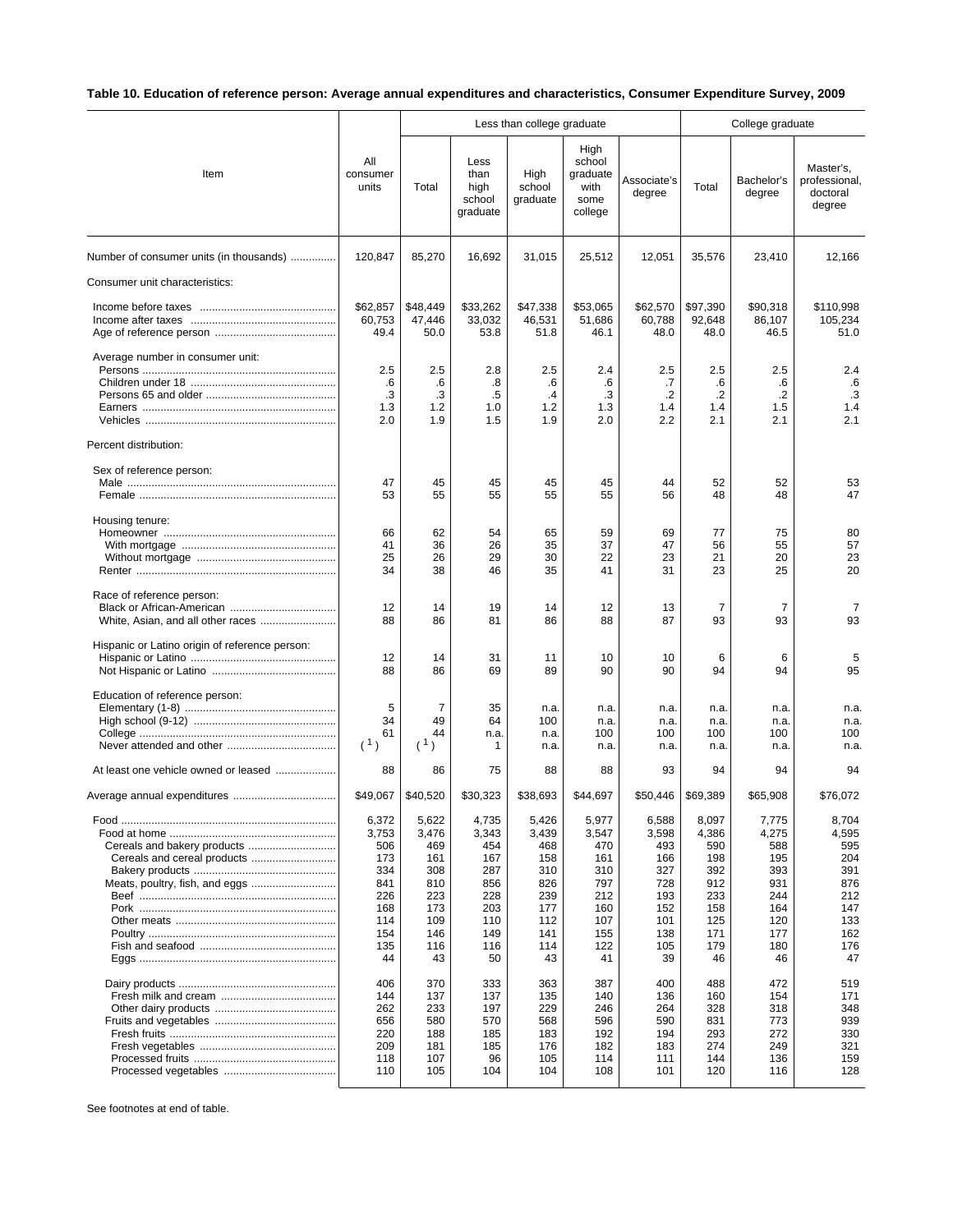**Table 10. Education of reference person: Average annual expenditures and characteristics, Consumer Expenditure Survey, 2009**

| Item | All consumer units | Less than college graduate | | | | | College graduate | | |
|---|---|---|---|---|---|---|---|---|---|
| | | Total | Less than high school graduate | High school graduate | High school graduate with some college | Associate's degree | Total | Bachelor's degree | Master's, professional, doctoral degree |
| Number of consumer units (in thousands) | 120,847 | 85,270 | 16,692 | 31,015 | 25,512 | 12,051 | 35,576 | 23,410 | 12,166 |
| Consumer unit characteristics: | | | | | | | | | |
| Income before taxes | $62,857 | $48,449 | $33,262 | $47,338 | $53,065 | $62,570 | $97,390 | $90,318 | $110,998 |
| Income after taxes | 60,753 | 47,446 | 33,032 | 46,531 | 51,686 | 60,788 | 92,648 | 86,107 | 105,234 |
| Age of reference person | 49.4 | 50.0 | 53.8 | 51.8 | 46.1 | 48.0 | 48.0 | 46.5 | 51.0 |
| Average number in consumer unit: | | | | | | | | | |
| Persons | 2.5 | 2.5 | 2.8 | 2.5 | 2.4 | 2.5 | 2.5 | 2.5 | 2.4 |
| Children under 18 | .6 | .6 | .8 | .6 | .6 | .7 | .6 | .6 | .6 |
| Persons 65 and older | .3 | .3 | .5 | .4 | .3 | .2 | .2 | .2 | .3 |
| Earners | 1.3 | 1.2 | 1.0 | 1.2 | 1.3 | 1.4 | 1.4 | 1.5 | 1.4 |
| Vehicles | 2.0 | 1.9 | 1.5 | 1.9 | 2.0 | 2.2 | 2.1 | 2.1 | 2.1 |
| Percent distribution: | | | | | | | | | |
| Sex of reference person: | | | | | | | | | |
| Male | 47 | 45 | 45 | 45 | 45 | 44 | 52 | 52 | 53 |
| Female | 53 | 55 | 55 | 55 | 55 | 56 | 48 | 48 | 47 |
| Housing tenure: | | | | | | | | | |
| Homeowner | 66 | 62 | 54 | 65 | 59 | 69 | 77 | 75 | 80 |
| With mortgage | 41 | 36 | 26 | 35 | 37 | 47 | 56 | 55 | 57 |
| Without mortgage | 25 | 26 | 29 | 30 | 22 | 23 | 21 | 20 | 23 |
| Renter | 34 | 38 | 46 | 35 | 41 | 31 | 23 | 25 | 20 |
| Race of reference person: | | | | | | | | | |
| Black or African-American | 12 | 14 | 19 | 14 | 12 | 13 | 7 | 7 | 7 |
| White, Asian, and all other races | 88 | 86 | 81 | 86 | 88 | 87 | 93 | 93 | 93 |
| Hispanic or Latino origin of reference person: | | | | | | | | | |
| Hispanic or Latino | 12 | 14 | 31 | 11 | 10 | 10 | 6 | 6 | 5 |
| Not Hispanic or Latino | 88 | 86 | 69 | 89 | 90 | 90 | 94 | 94 | 95 |
| Education of reference person: | | | | | | | | | |
| Elementary (1-8) | 5 | 7 | 35 | n.a. | n.a. | n.a. | n.a. | n.a. | n.a. |
| High school (9-12) | 34 | 49 | 64 | 100 | n.a. | n.a. | n.a. | n.a. | n.a. |
| College | 61 | 44 | n.a. | n.a. | 100 | 100 | 100 | 100 | 100 |
| Never attended and other | ([1]) | ([1]) | 1 | n.a. | n.a. | n.a. | n.a. | n.a. | n.a. |
| At least one vehicle owned or leased | 88 | 86 | 75 | 88 | 88 | 93 | 94 | 94 | 94 |
| Average annual expenditures | $49,067 | $40,520 | $30,323 | $38,693 | $44,697 | $50,446 | $69,389 | $65,908 | $76,072 |
| Food | 6,372 | 5,622 | 4,735 | 5,426 | 5,977 | 6,588 | 8,097 | 7,775 | 8,704 |
| Food at home | 3,753 | 3,476 | 3,343 | 3,439 | 3,547 | 3,598 | 4,386 | 4,275 | 4,595 |
| Cereals and bakery products | 506 | 469 | 454 | 468 | 470 | 493 | 590 | 588 | 595 |
| Cereals and cereal products | 173 | 161 | 167 | 158 | 161 | 166 | 198 | 195 | 204 |
| Bakery products | 334 | 308 | 287 | 310 | 310 | 327 | 392 | 393 | 391 |
| Meats, poultry, fish, and eggs | 841 | 810 | 856 | 826 | 797 | 728 | 912 | 931 | 876 |
| Beef | 226 | 223 | 228 | 239 | 212 | 193 | 233 | 244 | 212 |
| Pork | 168 | 173 | 203 | 177 | 160 | 152 | 158 | 164 | 147 |
| Other meats | 114 | 109 | 110 | 112 | 107 | 101 | 125 | 120 | 133 |
| Poultry | 154 | 146 | 149 | 141 | 155 | 138 | 171 | 177 | 162 |
| Fish and seafood | 135 | 116 | 116 | 114 | 122 | 105 | 179 | 180 | 176 |
| Eggs | 44 | 43 | 50 | 43 | 41 | 39 | 46 | 46 | 47 |
| Dairy products | 406 | 370 | 333 | 363 | 387 | 400 | 488 | 472 | 519 |
| Fresh milk and cream | 144 | 137 | 137 | 135 | 140 | 136 | 160 | 154 | 171 |
| Other dairy products | 262 | 233 | 197 | 229 | 246 | 264 | 328 | 318 | 348 |
| Fruits and vegetables | 656 | 580 | 570 | 568 | 596 | 590 | 831 | 773 | 939 |
| Fresh fruits | 220 | 188 | 185 | 183 | 192 | 194 | 293 | 272 | 330 |
| Fresh vegetables | 209 | 181 | 185 | 176 | 182 | 183 | 274 | 249 | 321 |
| Processed fruits | 118 | 107 | 96 | 105 | 114 | 111 | 144 | 136 | 159 |
| Processed vegetables | 110 | 105 | 104 | 104 | 108 | 101 | 120 | 116 | 128 |

See footnotes at end of table.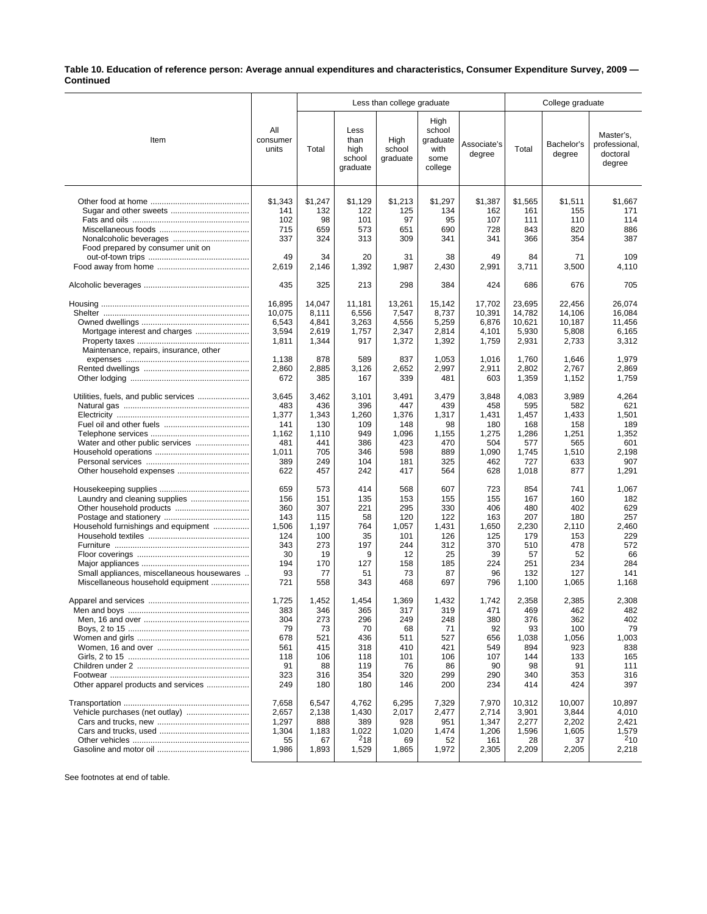**Table 10. Education of reference person: Average annual expenditures and characteristics, Consumer Expenditure Survey, 2009 — Continued**

| Item | All consumer units | Less than college graduate | | | | | College graduate | | |
|---|---|---|---|---|---|---|---|---|---|
| | | Total | Less than high school graduate | High school graduate | High school graduate with some college | Associate's degree | Total | Bachelor's degree | Master's, professional, doctoral degree |
| Other food at home | $1,343 | $1,247 | $1,129 | $1,213 | $1,297 | $1,387 | $1,565 | $1,511 | $1,667 |
| Sugar and other sweets | 141 | 132 | 122 | 125 | 134 | 162 | 161 | 155 | 171 |
| Fats and oils | 102 | 98 | 101 | 97 | 95 | 107 | 111 | 110 | 114 |
| Miscellaneous foods | 715 | 659 | 573 | 651 | 690 | 728 | 843 | 820 | 886 |
| Nonalcoholic beverages | 337 | 324 | 313 | 309 | 341 | 341 | 366 | 354 | 387 |
| Food prepared by consumer unit on out-of-town trips | 49 | 34 | 20 | 31 | 38 | 49 | 84 | 71 | 109 |
| Food away from home | 2,619 | 2,146 | 1,392 | 1,987 | 2,430 | 2,991 | 3,711 | 3,500 | 4,110 |
| Alcoholic beverages | 435 | 325 | 213 | 298 | 384 | 424 | 686 | 676 | 705 |
| Housing | 16,895 | 14,047 | 11,181 | 13,261 | 15,142 | 17,702 | 23,695 | 22,456 | 26,074 |
| Shelter | 10,075 | 8,111 | 6,556 | 7,547 | 8,737 | 10,391 | 14,782 | 14,106 | 16,084 |
| Owned dwellings | 6,543 | 4,841 | 3,263 | 4,556 | 5,259 | 6,876 | 10,621 | 10,187 | 11,456 |
| Mortgage interest and charges | 3,594 | 2,619 | 1,757 | 2,347 | 2,814 | 4,101 | 5,930 | 5,808 | 6,165 |
| Property taxes | 1,811 | 1,344 | 917 | 1,372 | 1,392 | 1,759 | 2,931 | 2,733 | 3,312 |
| Maintenance, repairs, insurance, other expenses | 1,138 | 878 | 589 | 837 | 1,053 | 1,016 | 1,760 | 1,646 | 1,979 |
| Rented dwellings | 2,860 | 2,885 | 3,126 | 2,652 | 2,997 | 2,911 | 2,802 | 2,767 | 2,869 |
| Other lodging | 672 | 385 | 167 | 339 | 481 | 603 | 1,359 | 1,152 | 1,759 |
| Utilities, fuels, and public services | 3,645 | 3,462 | 3,101 | 3,491 | 3,479 | 3,848 | 4,083 | 3,989 | 4,264 |
| Natural gas | 483 | 436 | 396 | 447 | 439 | 458 | 595 | 582 | 621 |
| Electricity | 1,377 | 1,343 | 1,260 | 1,376 | 1,317 | 1,431 | 1,457 | 1,433 | 1,501 |
| Fuel oil and other fuels | 141 | 130 | 109 | 148 | 98 | 180 | 168 | 158 | 189 |
| Telephone services | 1,162 | 1,110 | 949 | 1,096 | 1,155 | 1,275 | 1,286 | 1,251 | 1,352 |
| Water and other public services | 481 | 441 | 386 | 423 | 470 | 504 | 577 | 565 | 601 |
| Household operations | 1,011 | 705 | 346 | 598 | 889 | 1,090 | 1,745 | 1,510 | 2,198 |
| Personal services | 389 | 249 | 104 | 181 | 325 | 462 | 727 | 633 | 907 |
| Other household expenses | 622 | 457 | 242 | 417 | 564 | 628 | 1,018 | 877 | 1,291 |
| Housekeeping supplies | 659 | 573 | 414 | 568 | 607 | 723 | 854 | 741 | 1,067 |
| Laundry and cleaning supplies | 156 | 151 | 135 | 153 | 155 | 155 | 167 | 160 | 182 |
| Other household products | 360 | 307 | 221 | 295 | 330 | 406 | 480 | 402 | 629 |
| Postage and stationery | 143 | 115 | 58 | 120 | 122 | 163 | 207 | 180 | 257 |
| Household furnishings and equipment | 1,506 | 1,197 | 764 | 1,057 | 1,431 | 1,650 | 2,230 | 2,110 | 2,460 |
| Household textiles | 124 | 100 | 35 | 101 | 126 | 125 | 179 | 153 | 229 |
| Furniture | 343 | 273 | 197 | 244 | 312 | 370 | 510 | 478 | 572 |
| Floor coverings | 30 | 19 | 9 | 12 | 25 | 39 | 57 | 52 | 66 |
| Major appliances | 194 | 170 | 127 | 158 | 185 | 224 | 251 | 234 | 284 |
| Small appliances, miscellaneous housewares | 93 | 77 | 51 | 73 | 87 | 96 | 132 | 127 | 141 |
| Miscellaneous household equipment | 721 | 558 | 343 | 468 | 697 | 796 | 1,100 | 1,065 | 1,168 |
| Apparel and services | 1,725 | 1,452 | 1,454 | 1,369 | 1,432 | 1,742 | 2,358 | 2,385 | 2,308 |
| Men and boys | 383 | 346 | 365 | 317 | 319 | 471 | 469 | 462 | 482 |
| Men, 16 and over | 304 | 273 | 296 | 249 | 248 | 380 | 376 | 362 | 402 |
| Boys, 2 to 15 | 79 | 73 | 70 | 68 | 71 | 92 | 93 | 100 | 79 |
| Women and girls | 678 | 521 | 436 | 511 | 527 | 656 | 1,038 | 1,056 | 1,003 |
| Women, 16 and over | 561 | 415 | 318 | 410 | 421 | 549 | 894 | 923 | 838 |
| Girls, 2 to 15 | 118 | 106 | 118 | 101 | 106 | 107 | 144 | 133 | 165 |
| Children under 2 | 91 | 88 | 119 | 76 | 86 | 90 | 98 | 91 | 111 |
| Footwear | 323 | 316 | 354 | 320 | 299 | 290 | 340 | 353 | 316 |
| Other apparel products and services | 249 | 180 | 180 | 146 | 200 | 234 | 414 | 424 | 397 |
| Transportation | 7,658 | 6,547 | 4,762 | 6,295 | 7,329 | 7,970 | 10,312 | 10,007 | 10,897 |
| Vehicle purchases (net outlay) | 2,657 | 2,138 | 1,430 | 2,017 | 2,477 | 2,714 | 3,901 | 3,844 | 4,010 |
| Cars and trucks, new | 1,297 | 888 | 389 | 928 | 951 | 1,347 | 2,277 | 2,202 | 2,421 |
| Cars and trucks, used | 1,304 | 1,183 | 1,022 | 1,020 | 1,474 | 1,206 | 1,596 | 1,605 | 1,579 |
| Other vehicles | 55 | 67 | [2]18 | 69 | 52 | 161 | 28 | 37 | [2]10 |
| Gasoline and motor oil | 1,986 | 1,893 | 1,529 | 1,865 | 1,972 | 2,305 | 2,209 | 2,205 | 2,218 |

See footnotes at end of table.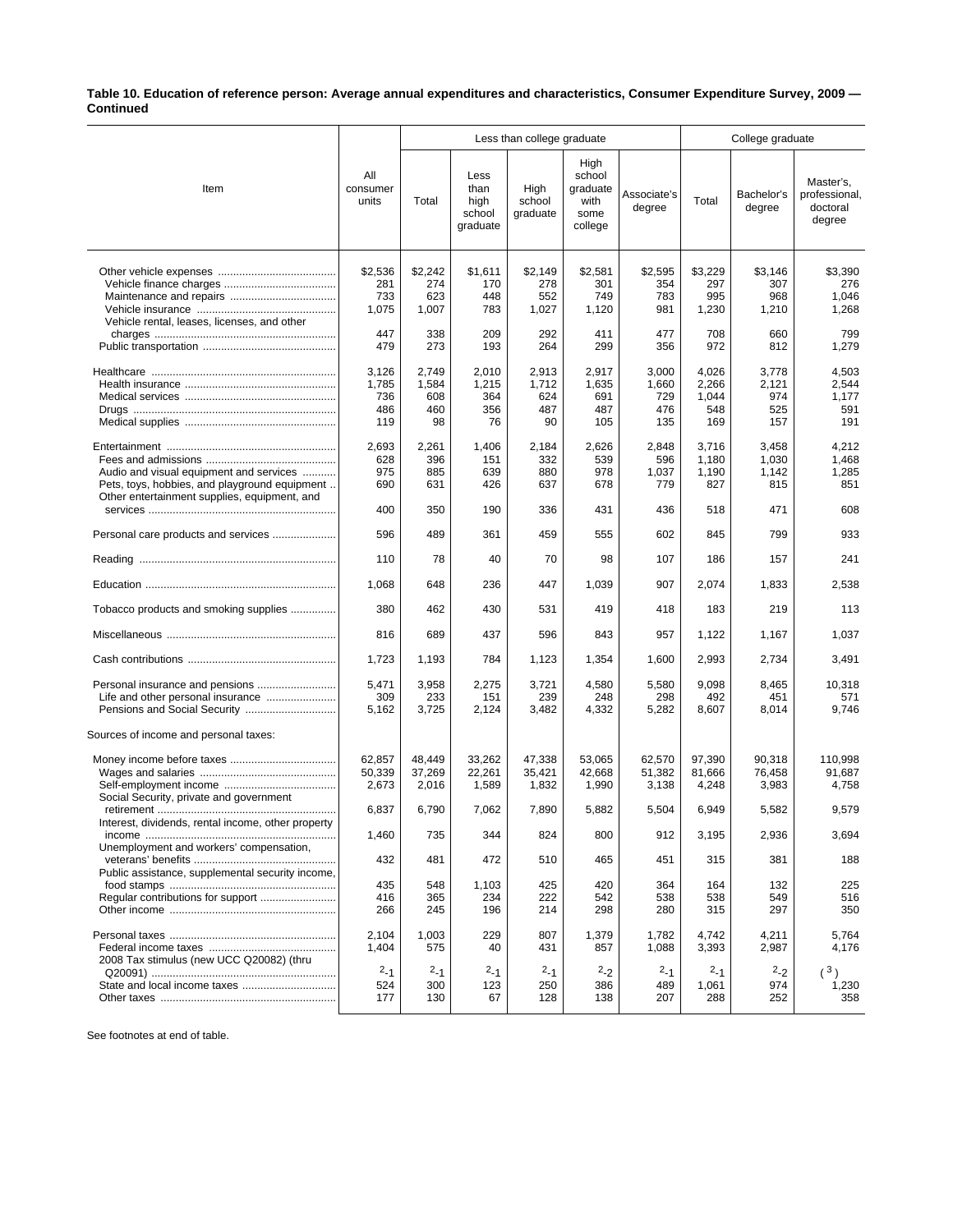**Table 10. Education of reference person: Average annual expenditures and characteristics, Consumer Expenditure Survey, 2009 — Continued**

| Item | All consumer units | Less than college graduate | | | | | College graduate | | |
|---|---|---|---|---|---|---|---|---|---|
| | | Total | Less than high school graduate | High school graduate | High school graduate with some college | Associate's degree | Total | Bachelor's degree | Master's, professional, doctoral degree |
| Other vehicle expenses | $2,536 | $2,242 | $1,611 | $2,149 | $2,581 | $2,595 | $3,229 | $3,146 | $3,390 |
| Vehicle finance charges | 281 | 274 | 170 | 278 | 301 | 354 | 297 | 307 | 276 |
| Maintenance and repairs | 733 | 623 | 448 | 552 | 749 | 783 | 995 | 968 | 1,046 |
| Vehicle insurance | 1,075 | 1,007 | 783 | 1,027 | 1,120 | 981 | 1,230 | 1,210 | 1,268 |
| Vehicle rental, leases, licenses, and other charges | 447 | 338 | 209 | 292 | 411 | 477 | 708 | 660 | 799 |
| Public transportation | 479 | 273 | 193 | 264 | 299 | 356 | 972 | 812 | 1,279 |
| Healthcare | 3,126 | 2,749 | 2,010 | 2,913 | 2,917 | 3,000 | 4,026 | 3,778 | 4,503 |
| Health insurance | 1,785 | 1,584 | 1,215 | 1,712 | 1,635 | 1,660 | 2,266 | 2,121 | 2,544 |
| Medical services | 736 | 608 | 364 | 624 | 691 | 729 | 1,044 | 974 | 1,177 |
| Drugs | 486 | 460 | 356 | 487 | 487 | 476 | 548 | 525 | 591 |
| Medical supplies | 119 | 98 | 76 | 90 | 105 | 135 | 169 | 157 | 191 |
| Entertainment | 2,693 | 2,261 | 1,406 | 2,184 | 2,626 | 2,848 | 3,716 | 3,458 | 4,212 |
| Fees and admissions | 628 | 396 | 151 | 332 | 539 | 596 | 1,180 | 1,030 | 1,468 |
| Audio and visual equipment and services | 975 | 885 | 639 | 880 | 978 | 1,037 | 1,190 | 1,142 | 1,285 |
| Pets, toys, hobbies, and playground equipment | 690 | 631 | 426 | 637 | 678 | 779 | 827 | 815 | 851 |
| Other entertainment supplies, equipment, and services | 400 | 350 | 190 | 336 | 431 | 436 | 518 | 471 | 608 |
| Personal care products and services | 596 | 489 | 361 | 459 | 555 | 602 | 845 | 799 | 933 |
| Reading | 110 | 78 | 40 | 70 | 98 | 107 | 186 | 157 | 241 |
| Education | 1,068 | 648 | 236 | 447 | 1,039 | 907 | 2,074 | 1,833 | 2,538 |
| Tobacco products and smoking supplies | 380 | 462 | 430 | 531 | 419 | 418 | 183 | 219 | 113 |
| Miscellaneous | 816 | 689 | 437 | 596 | 843 | 957 | 1,122 | 1,167 | 1,037 |
| Cash contributions | 1,723 | 1,193 | 784 | 1,123 | 1,354 | 1,600 | 2,993 | 2,734 | 3,491 |
| Personal insurance and pensions | 5,471 | 3,958 | 2,275 | 3,721 | 4,580 | 5,580 | 9,098 | 8,465 | 10,318 |
| Life and other personal insurance | 309 | 233 | 151 | 239 | 248 | 298 | 492 | 451 | 571 |
| Pensions and Social Security | 5,162 | 3,725 | 2,124 | 3,482 | 4,332 | 5,282 | 8,607 | 8,014 | 9,746 |
| Sources of income and personal taxes: | | | | | | | | | |
| Money income before taxes | 62,857 | 48,449 | 33,262 | 47,338 | 53,065 | 62,570 | 97,390 | 90,318 | 110,998 |
| Wages and salaries | 50,339 | 37,269 | 22,261 | 35,421 | 42,668 | 51,382 | 81,666 | 76,458 | 91,687 |
| Self-employment income | 2,673 | 2,016 | 1,589 | 1,832 | 1,990 | 3,138 | 4,248 | 3,983 | 4,758 |
| Social Security, private and government retirement | 6,837 | 6,790 | 7,062 | 7,890 | 5,882 | 5,504 | 6,949 | 5,582 | 9,579 |
| Interest, dividends, rental income, other property income | 1,460 | 735 | 344 | 824 | 800 | 912 | 3,195 | 2,936 | 3,694 |
| Unemployment and workers' compensation, veterans' benefits | 432 | 481 | 472 | 510 | 465 | 451 | 315 | 381 | 188 |
| Public assistance, supplemental security income, food stamps | 435 | 548 | 1,103 | 425 | 420 | 364 | 164 | 132 | 225 |
| Regular contributions for support | 416 | 365 | 234 | 222 | 542 | 538 | 538 | 549 | 516 |
| Other income | 266 | 245 | 196 | 214 | 298 | 280 | 315 | 297 | 350 |
| Personal taxes | 2,104 | 1,003 | 229 | 807 | 1,379 | 1,782 | 4,742 | 4,211 | 5,764 |
| Federal income taxes | 1,404 | 575 | 40 | 431 | 857 | 1,088 | 3,393 | 2,987 | 4,176 |
| 2008 Tax stimulus (new UCC Q20082) (thru Q20091) | [2]-1 | [2]-1 | [2]-1 | [2]-1 | [2]-2 | [2]-1 | [2]-1 | [2]-2 | ([3]) |
| State and local income taxes | 524 | 300 | 123 | 250 | 386 | 489 | 1,061 | 974 | 1,230 |
| Other taxes | 177 | 130 | 67 | 128 | 138 | 207 | 288 | 252 | 358 |

See footnotes at end of table.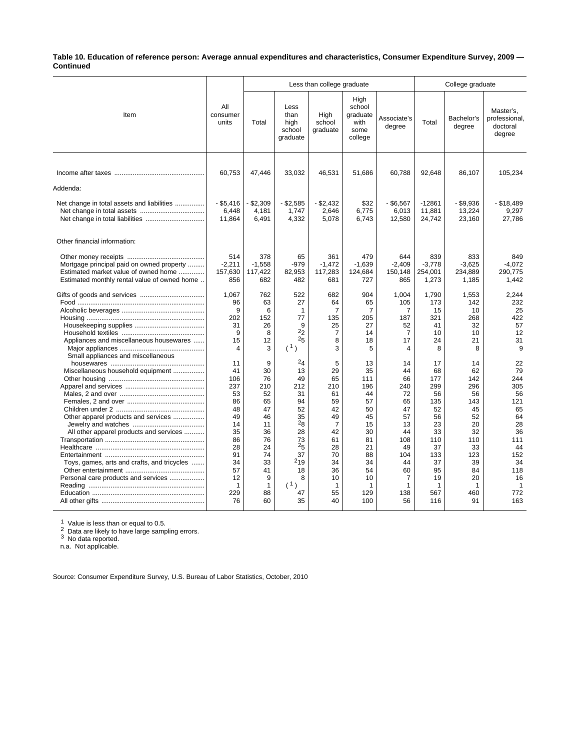**Table 10. Education of reference person: Average annual expenditures and characteristics, Consumer Expenditure Survey, 2009 — Continued**

| Item | All consumer units | Less than college graduate | | | | | College graduate | | |
|---|---|---|---|---|---|---|---|---|---|
| | | Total | Less than high school graduate | High school graduate | High school graduate with some college | Associate's degree | Total | Bachelor's degree | Master's, professional, doctoral degree |
| Income after taxes | 60,753 | 47,446 | 33,032 | 46,531 | 51,686 | 60,788 | 92,648 | 86,107 | 105,234 |
| Addenda: | | | | | | | | | |
| Net change in total assets and liabilities | - $5,416 | - $2,309 | - $2,585 | - $2,432 | $32 | - $6,567 | -12861 | - $9,936 | - $18,489 |
| Net change in total assets | 6,448 | 4,181 | 1,747 | 2,646 | 6,775 | 6,013 | 11,881 | 13,224 | 9,297 |
| Net change in total liabilities | 11,864 | 6,491 | 4,332 | 5,078 | 6,743 | 12,580 | 24,742 | 23,160 | 27,786 |
| Other financial information: | | | | | | | | | |
| Other money receipts | 514 | 378 | 65 | 361 | 479 | 644 | 839 | 833 | 849 |
| Mortgage principal paid on owned property | -2,211 | -1,558 | -979 | -1,472 | -1,639 | -2,409 | -3,778 | -3,625 | -4,072 |
| Estimated market value of owned home | 157,630 | 117,422 | 82,953 | 117,283 | 124,684 | 150,148 | 254,001 | 234,889 | 290,775 |
| Estimated monthly rental value of owned home | 856 | 682 | 482 | 681 | 727 | 865 | 1,273 | 1,185 | 1,442 |
| Gifts of goods and services | 1,067 | 762 | 522 | 682 | 904 | 1,004 | 1,790 | 1,553 | 2,244 |
| Food | 96 | 63 | 27 | 64 | 65 | 105 | 173 | 142 | 232 |
| Alcoholic beverages | 9 | 6 | 1 | 7 | 7 | 7 | 15 | 10 | 25 |
| Housing | 202 | 152 | 77 | 135 | 205 | 187 | 321 | 268 | 422 |
| Housekeeping supplies | 31 | 26 | 9 | 25 | 27 | 52 | 41 | 32 | 57 |
| Household textiles | 9 | 8 | [2]2 | 7 | 14 | 7 | 10 | 10 | 12 |
| Appliances and miscellaneous housewares | 15 | 12 | [2]5 | 8 | 18 | 17 | 24 | 21 | 31 |
| Major appliances | 4 | 3 | ([1]) | 3 | 5 | 4 | 8 | 8 | 9 |
| Small appliances and miscellaneous housewares | 11 | 9 | [2]4 | 5 | 13 | 14 | 17 | 14 | 22 |
| Miscellaneous household equipment | 41 | 30 | 13 | 29 | 35 | 44 | 68 | 62 | 79 |
| Other housing | 106 | 76 | 49 | 65 | 111 | 66 | 177 | 142 | 244 |
| Apparel and services | 237 | 210 | 212 | 210 | 196 | 240 | 299 | 296 | 305 |
| Males, 2 and over | 53 | 52 | 31 | 61 | 44 | 72 | 56 | 56 | 56 |
| Females, 2 and over | 86 | 65 | 94 | 59 | 57 | 65 | 135 | 143 | 121 |
| Children under 2 | 48 | 47 | 52 | 42 | 50 | 47 | 52 | 45 | 65 |
| Other apparel products and services | 49 | 46 | 35 | 49 | 45 | 57 | 56 | 52 | 64 |
| Jewelry and watches | 14 | 11 | [2]8 | 7 | 15 | 13 | 23 | 20 | 28 |
| All other apparel products and services | 35 | 36 | 28 | 42 | 30 | 44 | 33 | 32 | 36 |
| Transportation | 86 | 76 | 73 | 61 | 81 | 108 | 110 | 110 | 111 |
| Healthcare | 28 | 24 | [2]5 | 28 | 21 | 49 | 37 | 33 | 44 |
| Entertainment | 91 | 74 | 37 | 70 | 88 | 104 | 133 | 123 | 152 |
| Toys, games, arts and crafts, and tricycles | 34 | 33 | [2]19 | 34 | 34 | 44 | 37 | 39 | 34 |
| Other entertainment | 57 | 41 | 18 | 36 | 54 | 60 | 95 | 84 | 118 |
| Personal care products and services | 12 | 9 | 8 | 10 | 10 | 7 | 19 | 20 | 16 |
| Reading | 1 | 1 | ([1]) | 1 | 1 | 1 | 1 | 1 | 1 |
| Education | 229 | 88 | 47 | 55 | 129 | 138 | 567 | 460 | 772 |
| All other gifts | 76 | 60 | 35 | 40 | 100 | 56 | 116 | 91 | 163 |

[1] Value is less than or equal to 0.5.
[2] Data are likely to have large sampling errors.
[3] No data reported.
n.a. Not applicable.

Source: Consumer Expenditure Survey, U.S. Bureau of Labor Statistics, October, 2010